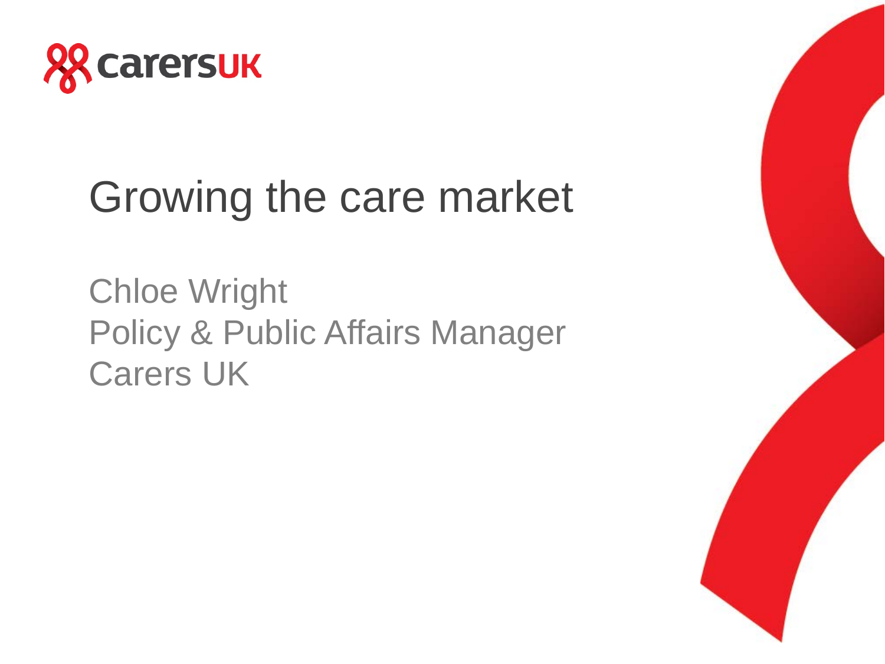# Growing the care market

Chloe Wright
Policy & Public Affairs Manager
Carers UK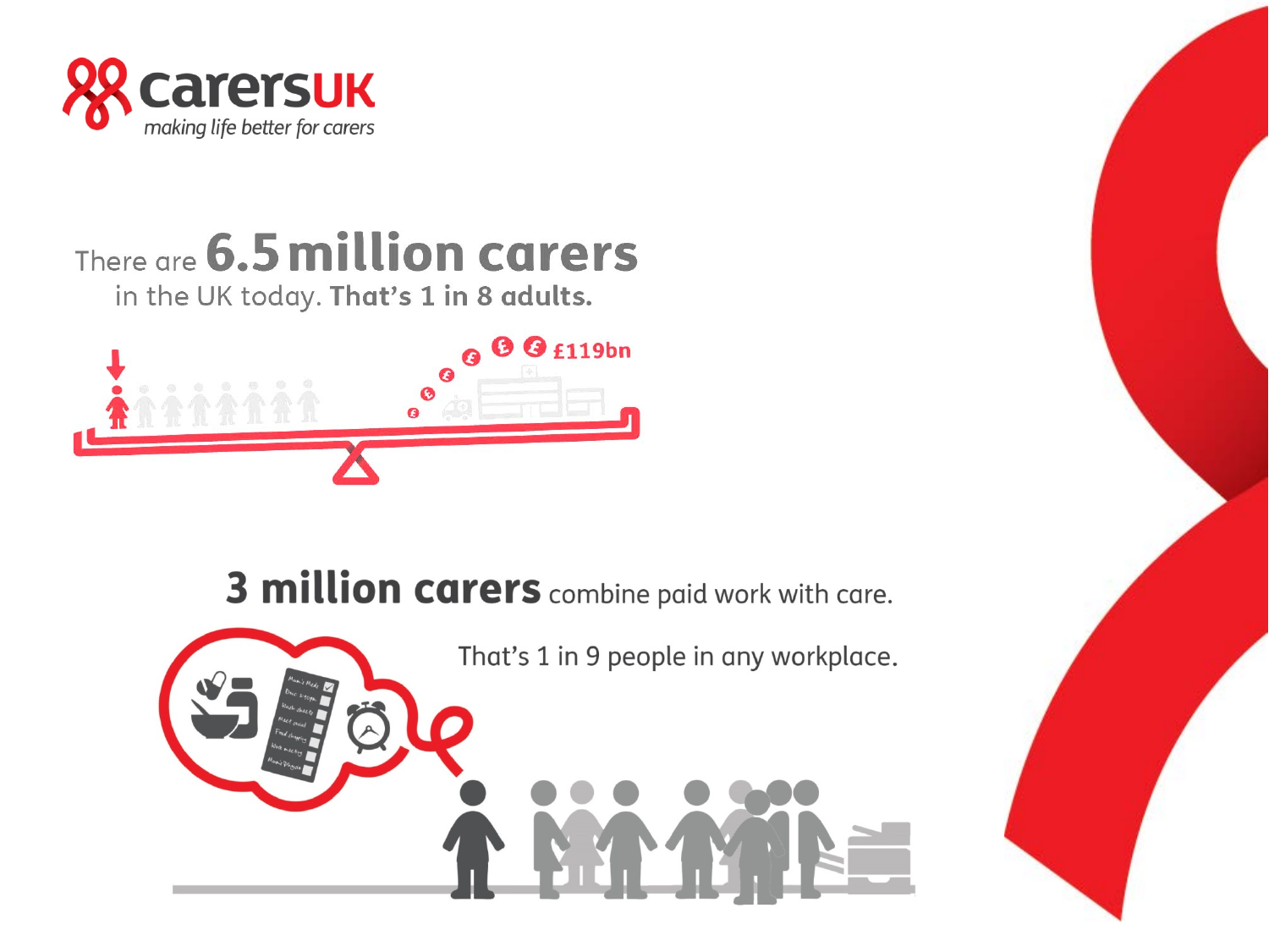**carersUK**

*making life better for carers*

There are **6.5 million carers** in the UK today. **That's 1 in 8 adults.**

£119bn

**3 million carers** combine paid work with care.

That's 1 in 9 people in any workplace.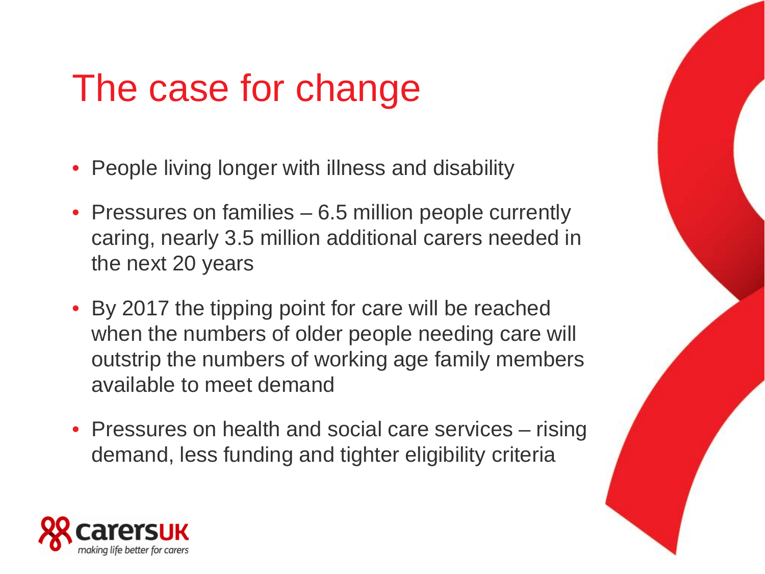# The case for change

- People living longer with illness and disability
- Pressures on families – 6.5 million people currently caring, nearly 3.5 million additional carers needed in the next 20 years
- By 2017 the tipping point for care will be reached when the numbers of older people needing care will outstrip the numbers of working age family members available to meet demand
- Pressures on health and social care services – rising demand, less funding and tighter eligibility criteria

carersUK

making life better for carers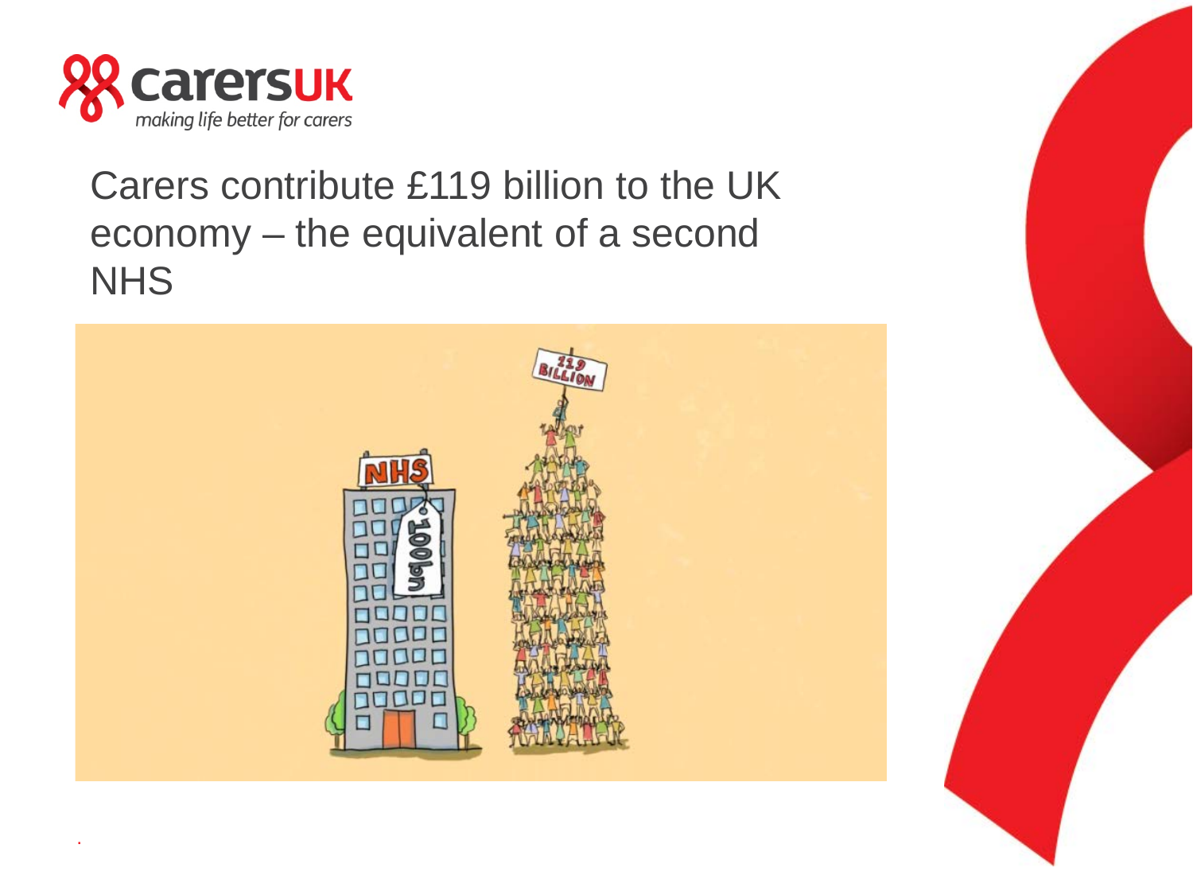Carers contribute £119 billion to the UK economy – the equivalent of a second NHS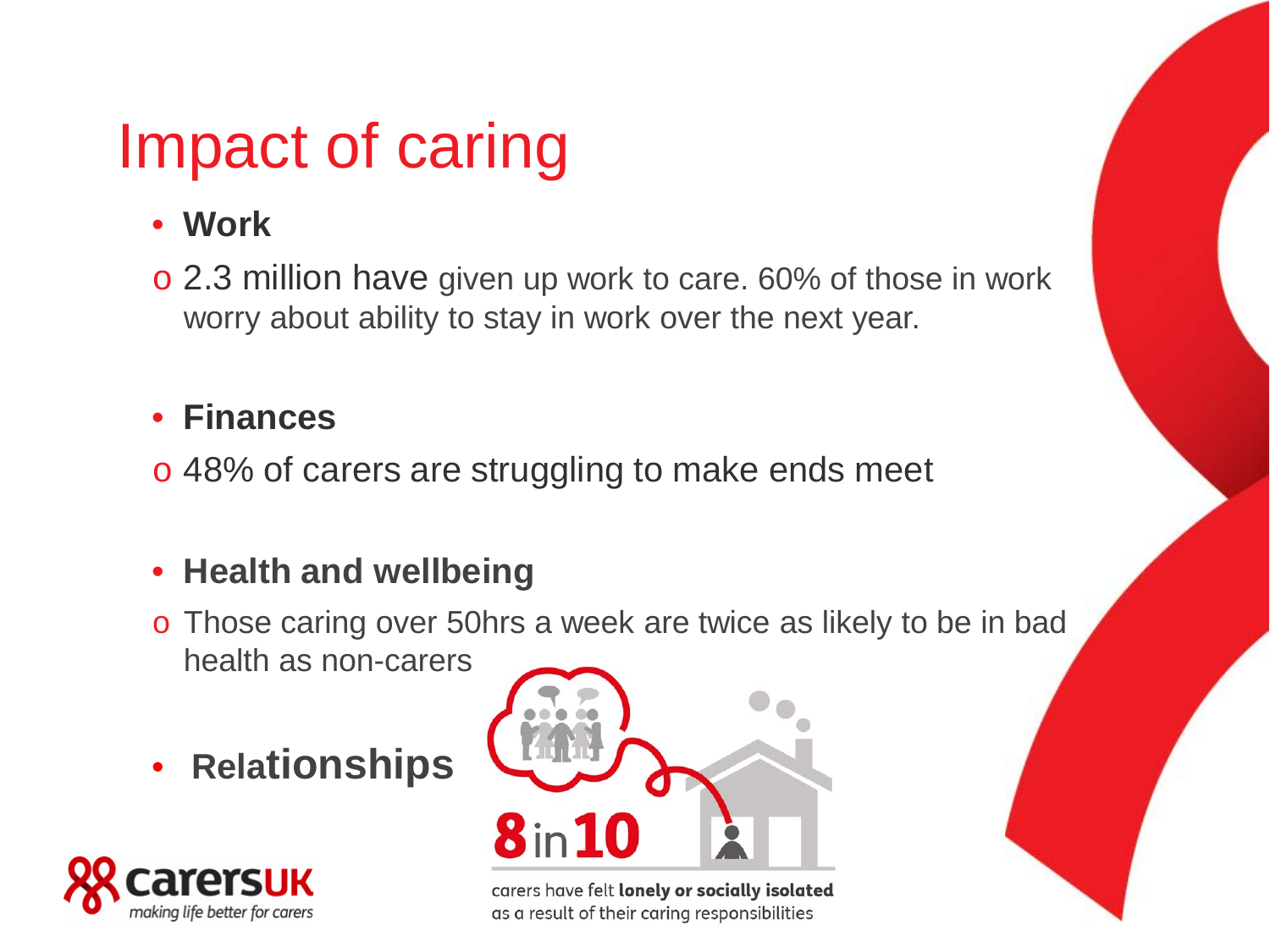# Impact of caring

- **Work**
  - 2.3 million have given up work to care. 60% of those in work worry about ability to stay in work over the next year.

- **Finances**
  - 48% of carers are struggling to make ends meet

- **Health and wellbeing**
  - Those caring over 50hrs a week are twice as likely to be in bad health as non-carers

- **Relationships**

**8 in 10** carers have felt **lonely or socially isolated** as a result of their caring responsibilities

carersUK
*making life better for carers*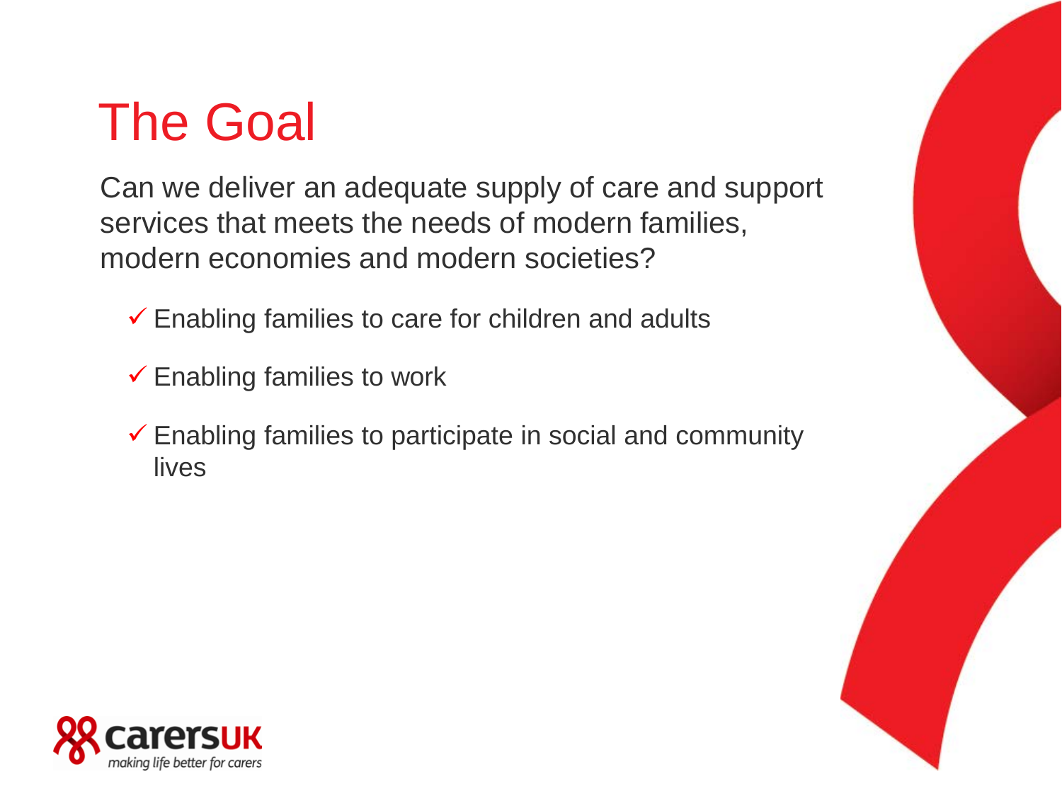# The Goal

Can we deliver an adequate supply of care and support services that meets the needs of modern families, modern economies and modern societies?

- ✓ Enabling families to care for children and adults
- ✓ Enabling families to work
- ✓ Enabling families to participate in social and community lives

carersUK
making life better for carers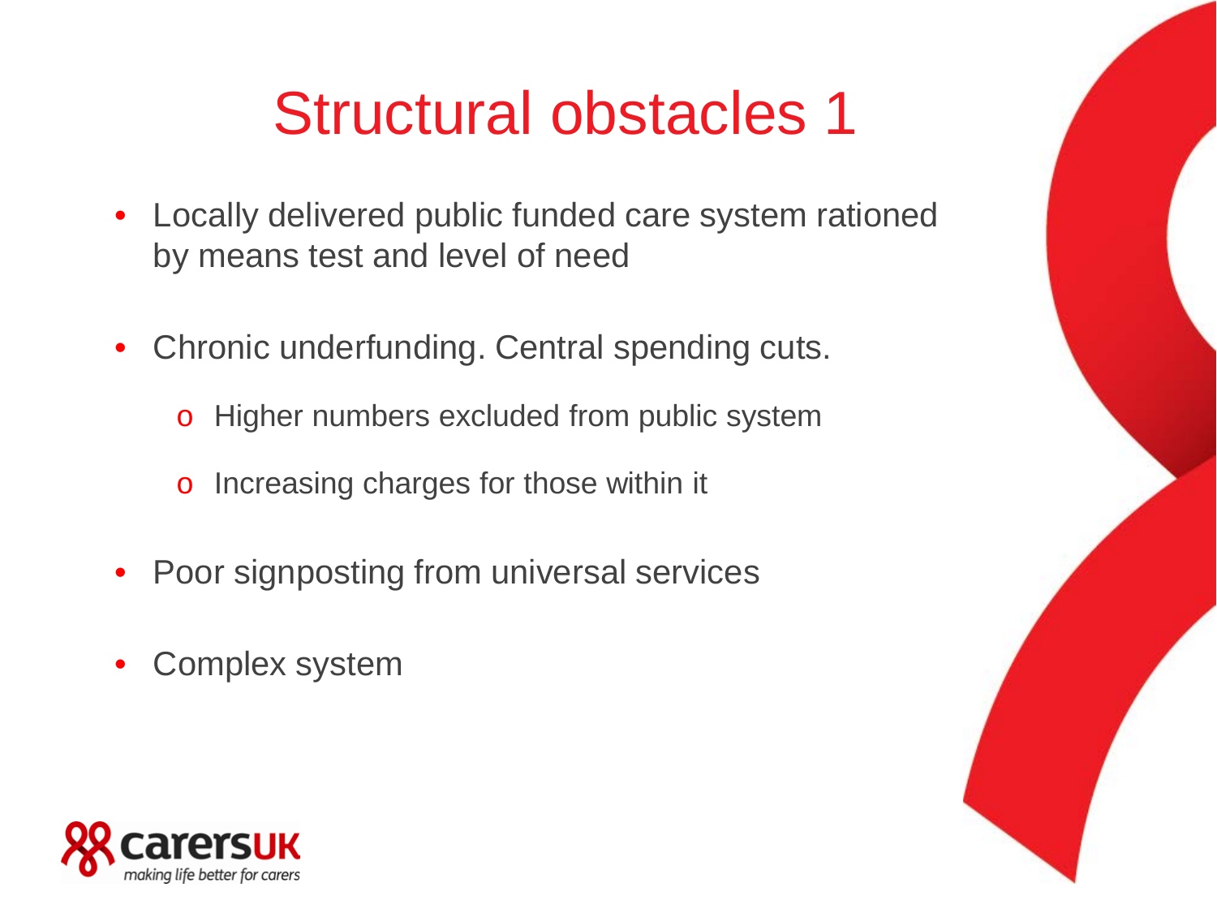# Structural obstacles 1

- Locally delivered public funded care system rationed by means test and level of need
- Chronic underfunding. Central spending cuts.
  - Higher numbers excluded from public system
  - Increasing charges for those within it
- Poor signposting from universal services
- Complex system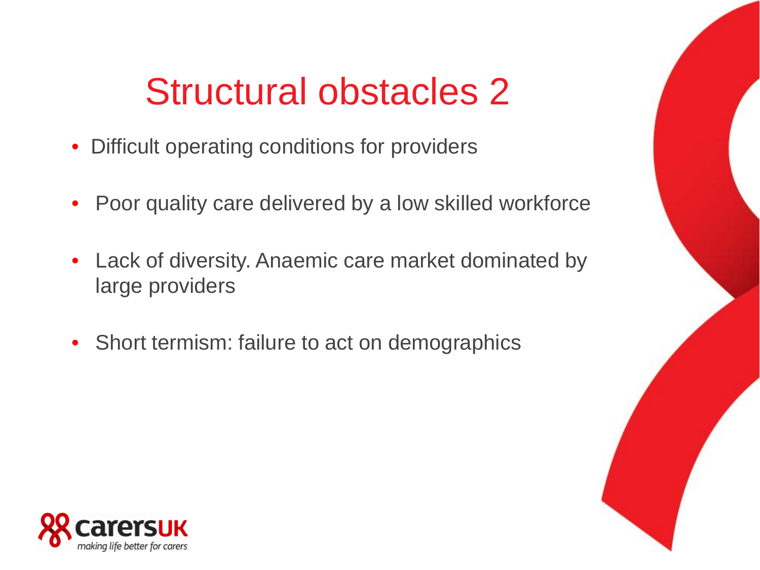# Structural obstacles 2

- Difficult operating conditions for providers
- Poor quality care delivered by a low skilled workforce
- Lack of diversity. Anaemic care market dominated by large providers
- Short termism: failure to act on demographics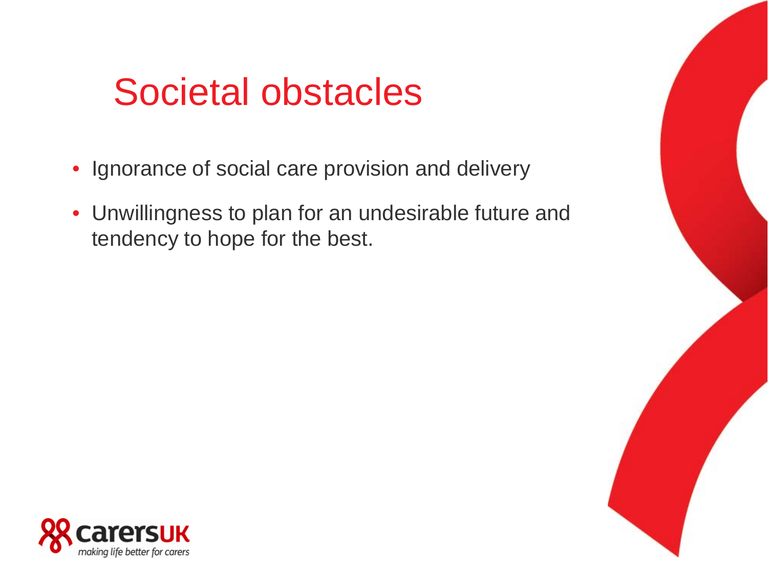# Societal obstacles

- Ignorance of social care provision and delivery
- Unwillingness to plan for an undesirable future and tendency to hope for the best.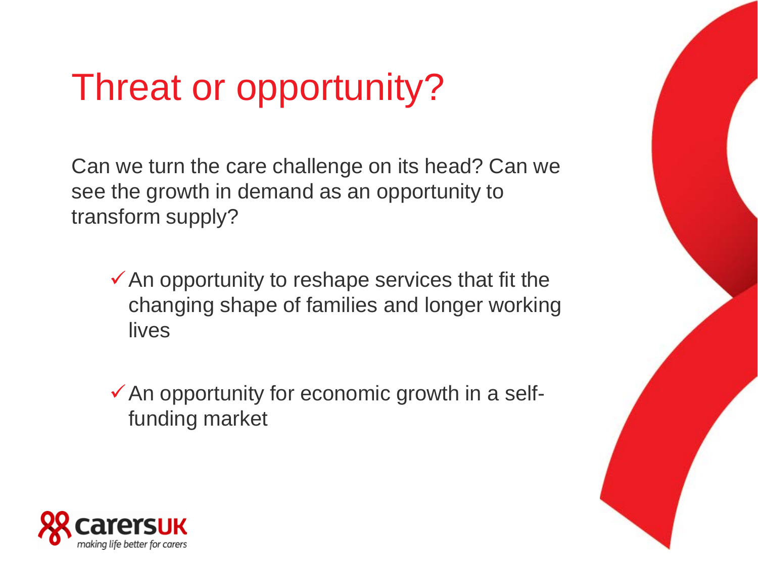# Threat or opportunity?

Can we turn the care challenge on its head? Can we see the growth in demand as an opportunity to transform supply?

- ✓ An opportunity to reshape services that fit the changing shape of families and longer working lives
- ✓ An opportunity for economic growth in a self-funding market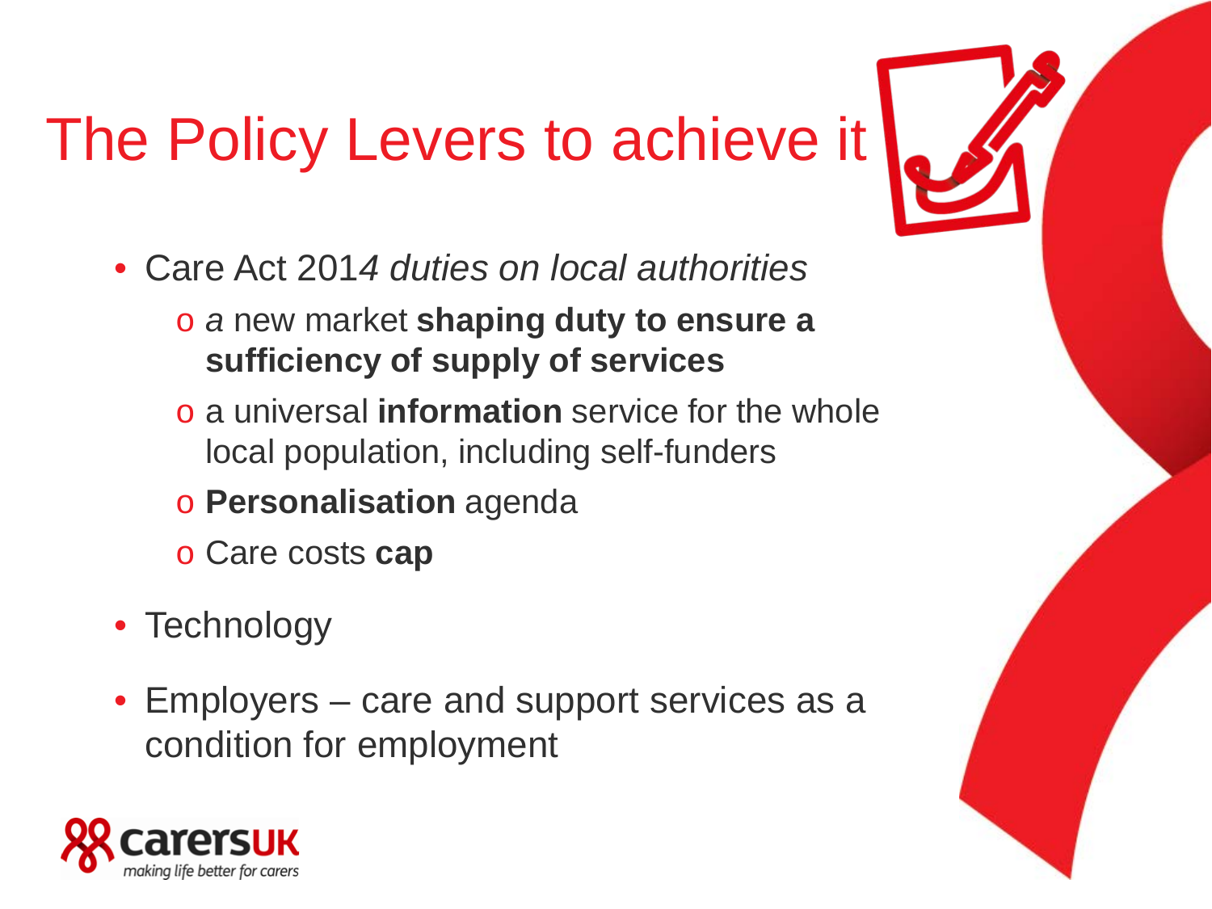# The Policy Levers to achieve it

- Care Act 201*4 duties on local authorities*
  - *a* new market **shaping duty to ensure a sufficiency of supply of services**
  - a universal **information** service for the whole local population, including self-funders
  - **Personalisation** agenda
  - Care costs **cap**
- Technology
- Employers – care and support services as a condition for employment

carersUK
making life better for carers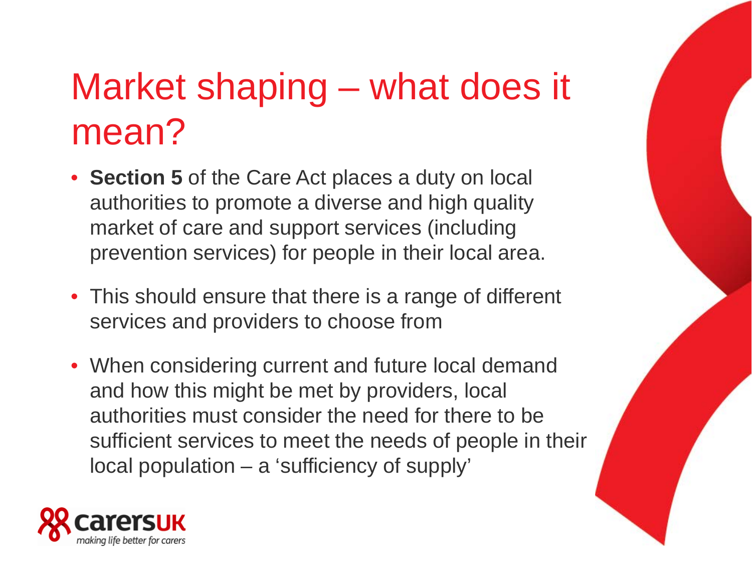# Market shaping – what does it mean?

- **Section 5** of the Care Act places a duty on local authorities to promote a diverse and high quality market of care and support services (including prevention services) for people in their local area.
- This should ensure that there is a range of different services and providers to choose from
- When considering current and future local demand and how this might be met by providers, local authorities must consider the need for there to be sufficient services to meet the needs of people in their local population – a 'sufficiency of supply'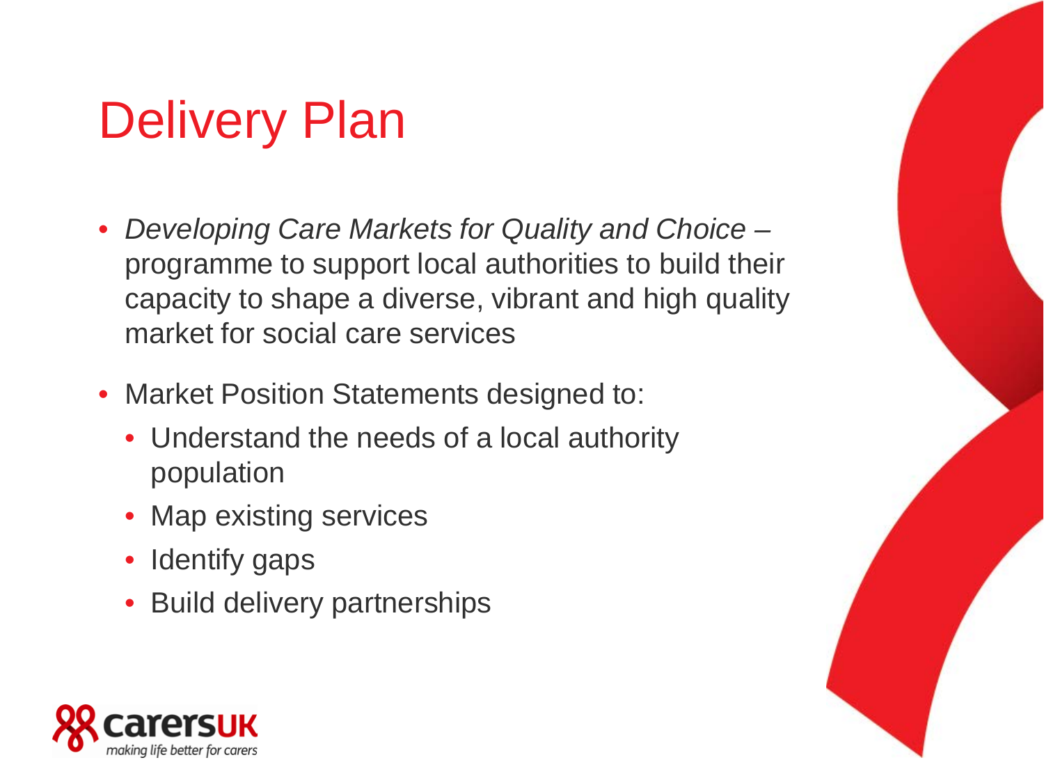# Delivery Plan

- *Developing Care Markets for Quality and Choice* – programme to support local authorities to build their capacity to shape a diverse, vibrant and high quality market for social care services
- Market Position Statements designed to:
  - Understand the needs of a local authority population
  - Map existing services
  - Identify gaps
  - Build delivery partnerships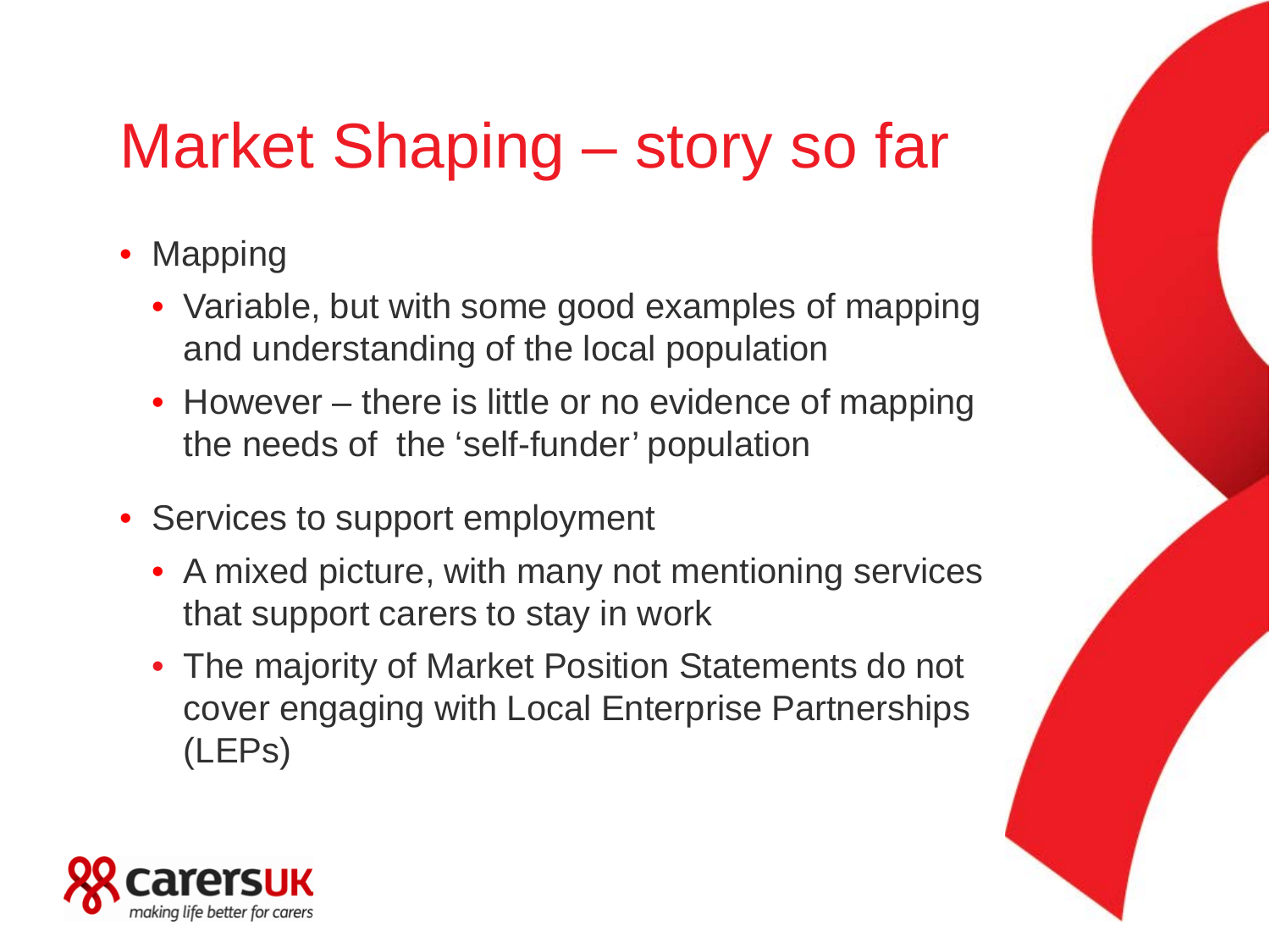# Market Shaping – story so far

- Mapping
  - Variable, but with some good examples of mapping and understanding of the local population
  - However – there is little or no evidence of mapping the needs of the 'self-funder' population
- Services to support employment
  - A mixed picture, with many not mentioning services that support carers to stay in work
  - The majority of Market Position Statements do not cover engaging with Local Enterprise Partnerships (LEPs)

carersUK
making life better for carers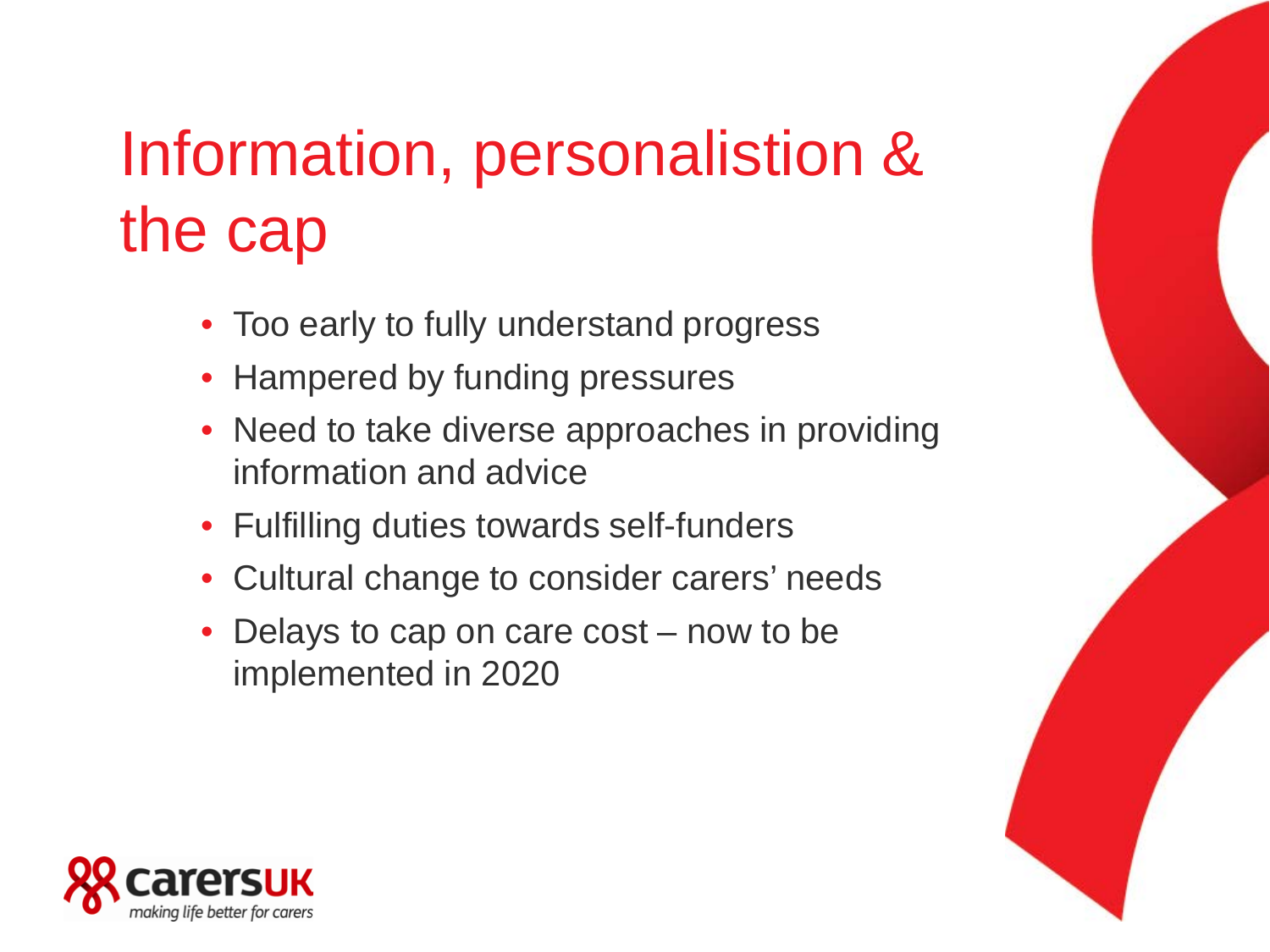# Information, personalistion & the cap

- Too early to fully understand progress
- Hampered by funding pressures
- Need to take diverse approaches in providing information and advice
- Fulfilling duties towards self-funders
- Cultural change to consider carers' needs
- Delays to cap on care cost – now to be implemented in 2020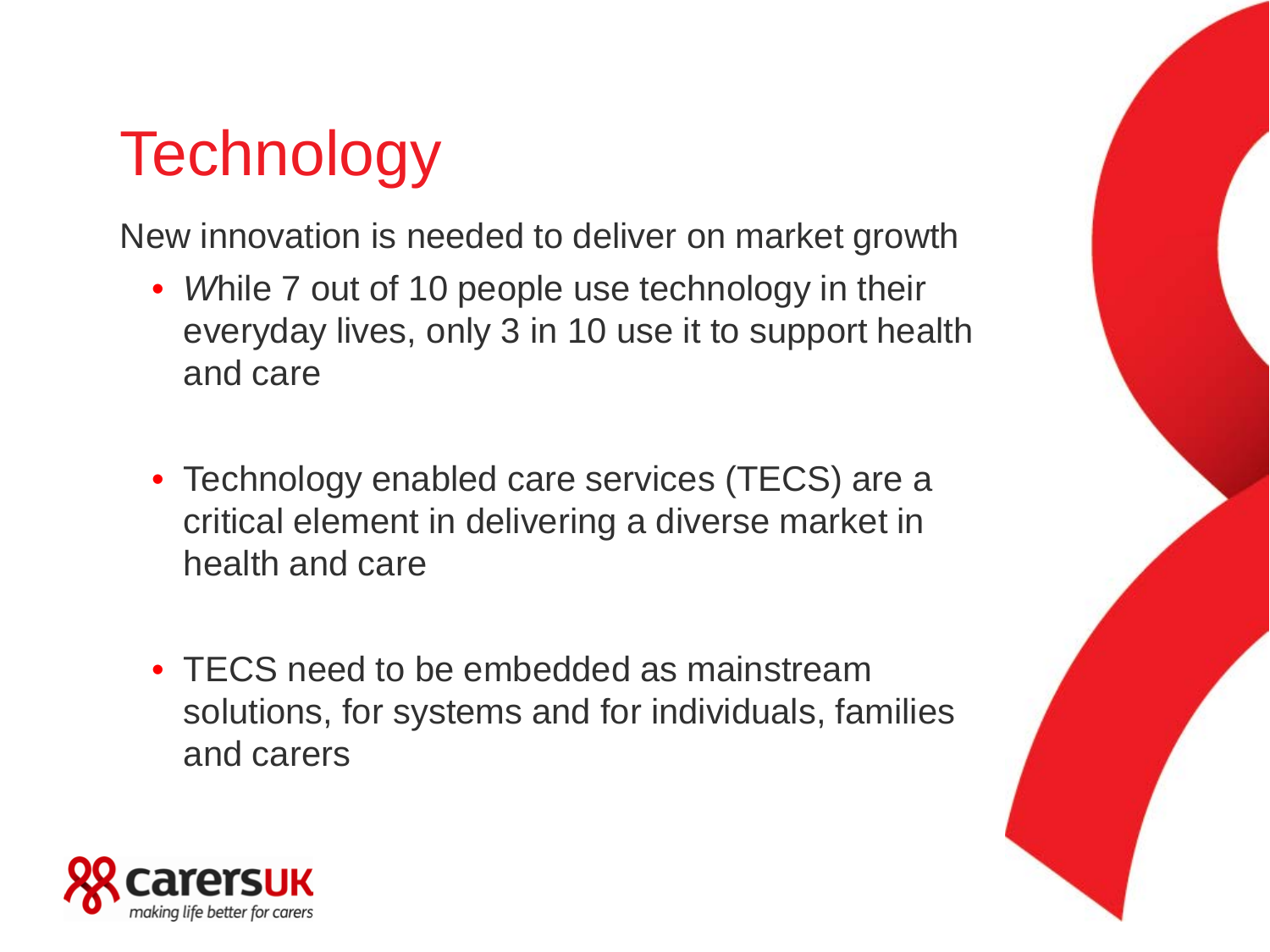# Technology

New innovation is needed to deliver on market growth

- *W*hile 7 out of 10 people use technology in their everyday lives, only 3 in 10 use it to support health and care

- Technology enabled care services (TECS) are a critical element in delivering a diverse market in health and care

- TECS need to be embedded as mainstream solutions, for systems and for individuals, families and carers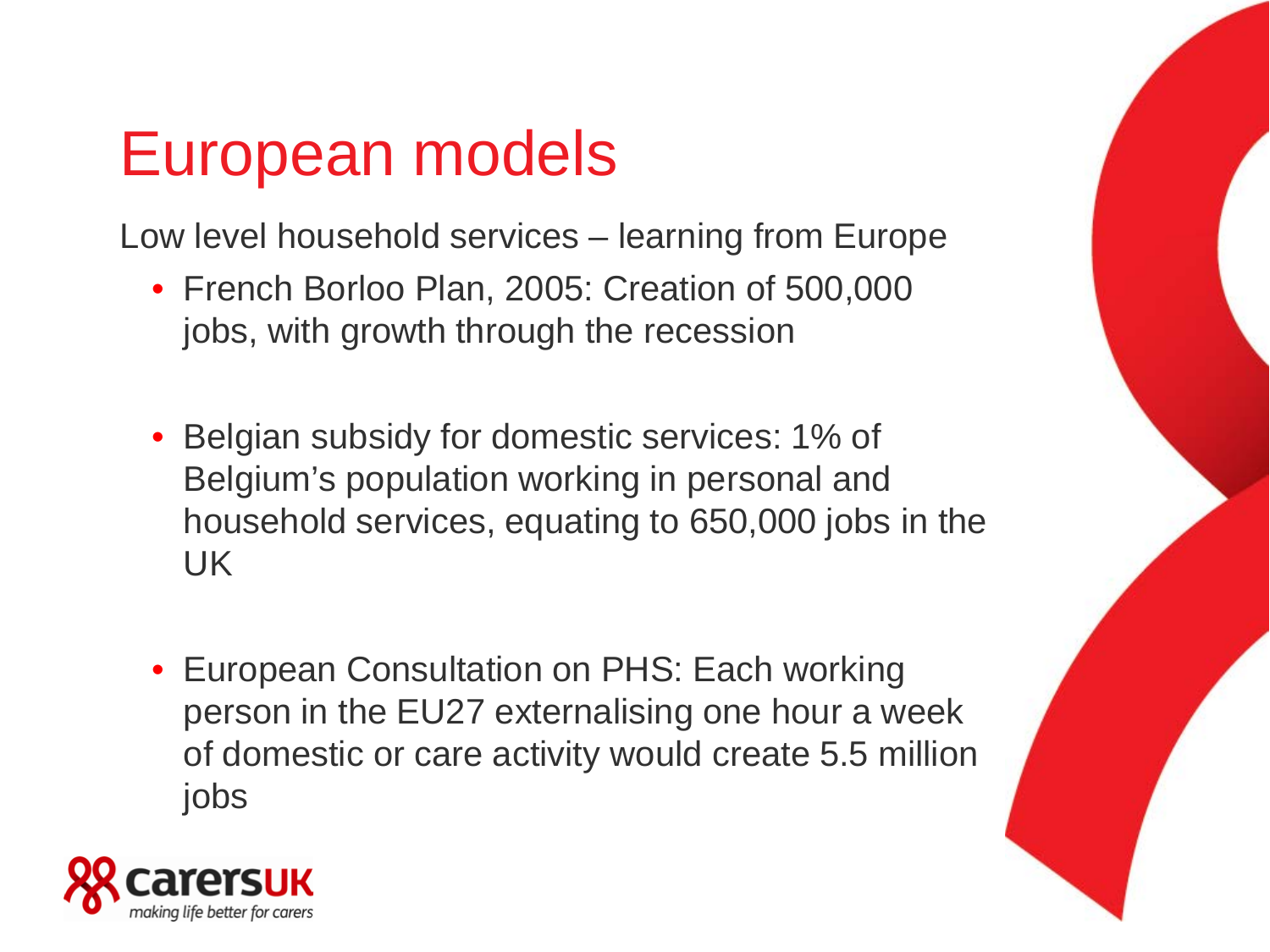# European models

Low level household services – learning from Europe

- French Borloo Plan, 2005: Creation of 500,000 jobs, with growth through the recession
- Belgian subsidy for domestic services: 1% of Belgium's population working in personal and household services, equating to 650,000 jobs in the UK
- European Consultation on PHS: Each working person in the EU27 externalising one hour a week of domestic or care activity would create 5.5 million jobs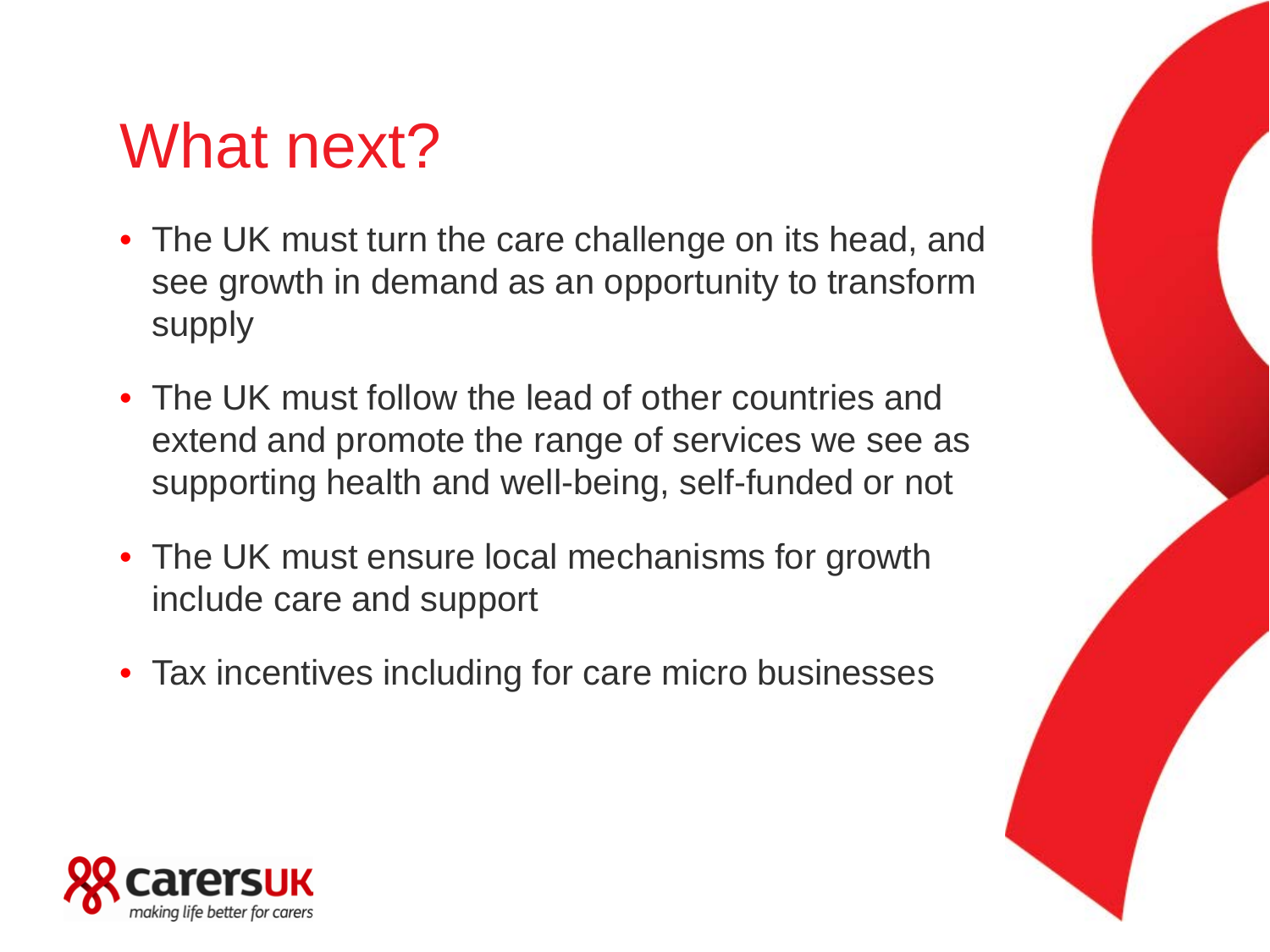# What next?

- The UK must turn the care challenge on its head, and see growth in demand as an opportunity to transform supply
- The UK must follow the lead of other countries and extend and promote the range of services we see as supporting health and well-being, self-funded or not
- The UK must ensure local mechanisms for growth include care and support
- Tax incentives including for care micro businesses

carersUK
making life better for carers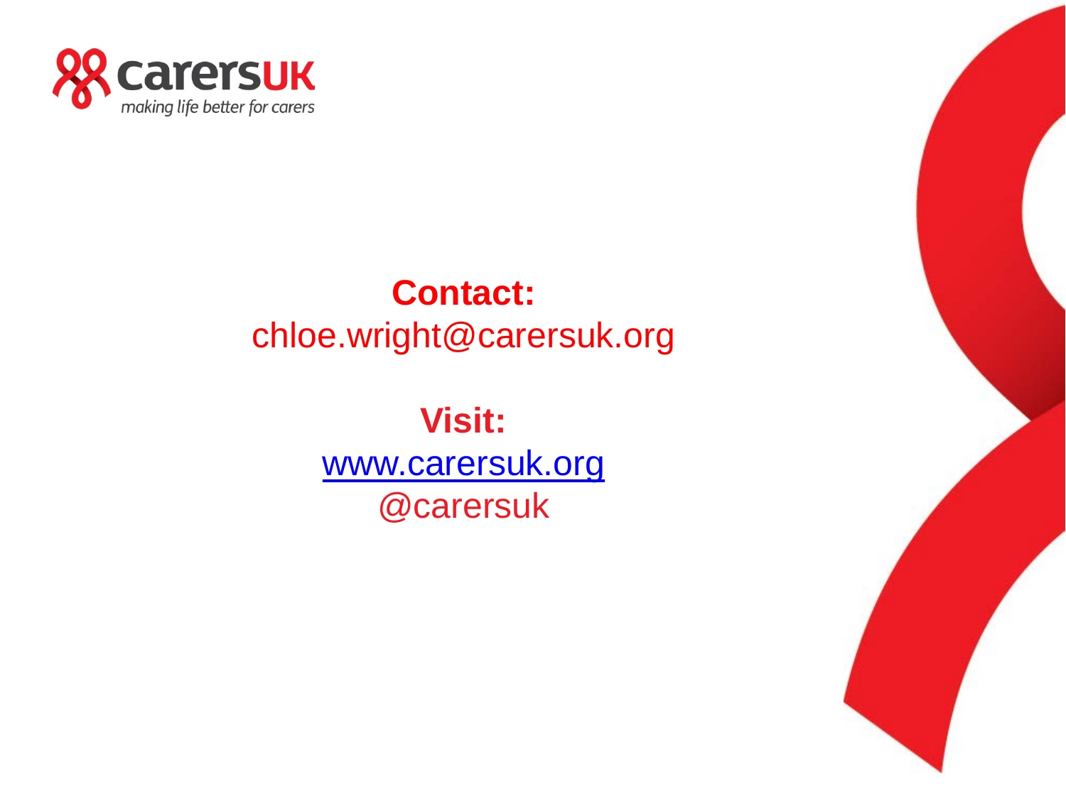carersUK

*making life better for carers*

**Contact:**
chloe.wright@carersuk.org

**Visit:**
[www.carersuk.org](http://www.carersuk.org)
@carersuk